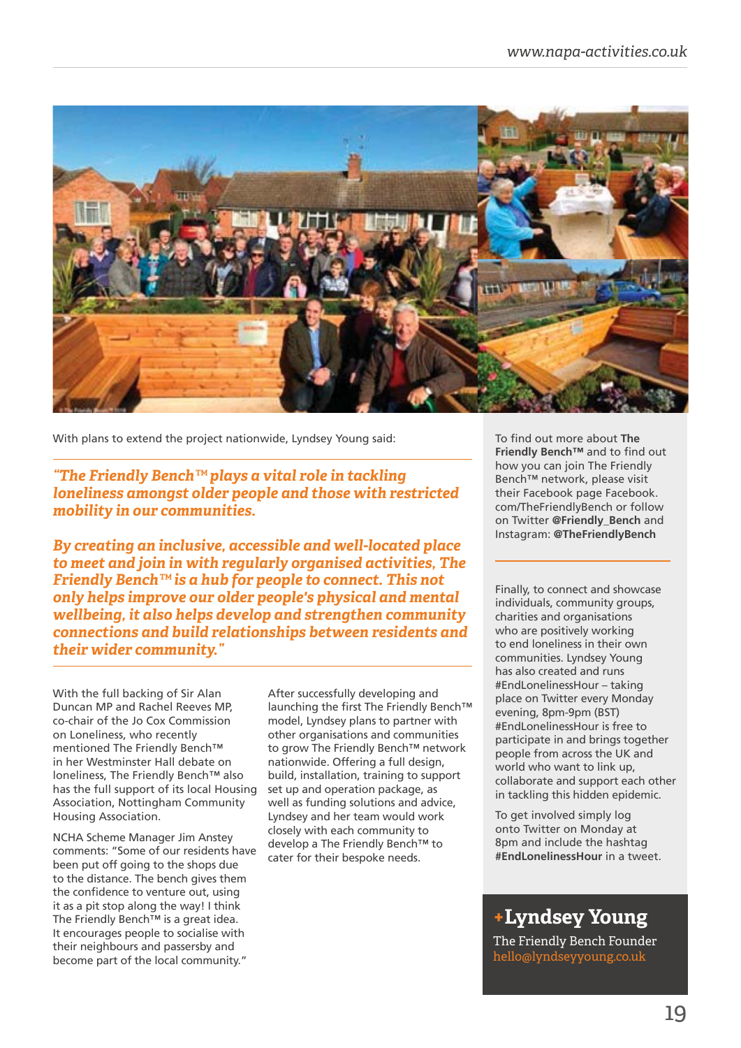With plans to extend the project nationwide, Lyndsey Young said:

*"The Friendly Bench™ plays a vital role in tackling loneliness amongst older people and those with restricted mobility in our communities.*

*By creating an inclusive, accessible and well-located place to meet and join in with regularly organised activities, The Friendly Bench™ is a hub for people to connect. This not only helps improve our older people's physical and mental wellbeing, it also helps develop and strengthen community connections and build relationships between residents and their wider community."*

With the full backing of Sir Alan Duncan MP and Rachel Reeves MP, co-chair of the Jo Cox Commission on Loneliness, who recently mentioned The Friendly Bench™ in her Westminster Hall debate on loneliness, The Friendly Bench™ also has the full support of its local Housing Association, Nottingham Community Housing Association.

NCHA Scheme Manager Jim Anstey comments: "Some of our residents have been put off going to the shops due to the distance. The bench gives them the confidence to venture out, using it as a pit stop along the way! I think The Friendly Bench™ is a great idea. It encourages people to socialise with their neighbours and passersby and become part of the local community."

After successfully developing and launching the first The Friendly Bench™ model, Lyndsey plans to partner with other organisations and communities to grow The Friendly Bench™ network nationwide. Offering a full design, build, installation, training to support set up and operation package, as well as funding solutions and advice, Lyndsey and her team would work closely with each community to develop a The Friendly Bench™ to cater for their bespoke needs.

To find out more about **The Friendly Bench™** and to find out how you can join The Friendly Bench™ network, please visit their Facebook page Facebook.com/TheFriendlyBench or follow on Twitter **@Friendly_Bench** and Instagram: **@TheFriendlyBench**

Finally, to connect and showcase individuals, community groups, charities and organisations who are positively working to end loneliness in their own communities. Lyndsey Young has also created and runs #EndLonelinessHour – taking place on Twitter every Monday evening, 8pm-9pm (BST) #EndLonelinessHour is free to participate in and brings together people from across the UK and world who want to link up, collaborate and support each other in tackling this hidden epidemic.

To get involved simply log onto Twitter on Monday at 8pm and include the hashtag **#EndLonelinessHour** in a tweet.

## +Lyndsey Young

The Friendly Bench Founder
hello@lyndseyyoung.co.uk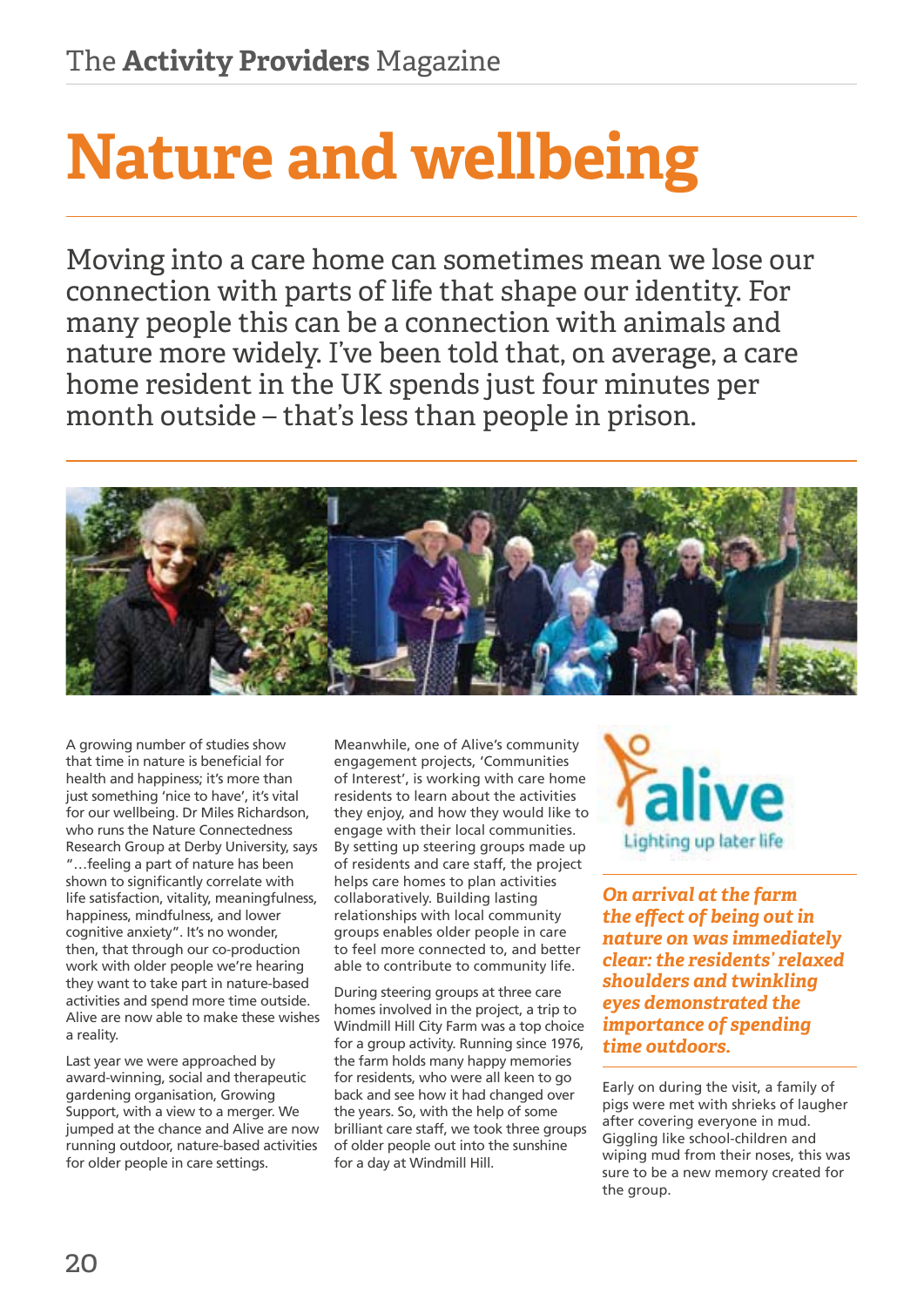# Nature and wellbeing

Moving into a care home can sometimes mean we lose our connection with parts of life that shape our identity. For many people this can be a connection with animals and nature more widely. I've been told that, on average, a care home resident in the UK spends just four minutes per month outside – that's less than people in prison.

A growing number of studies show that time in nature is beneficial for health and happiness; it's more than just something 'nice to have', it's vital for our wellbeing. Dr Miles Richardson, who runs the Nature Connectedness Research Group at Derby University, says "…feeling a part of nature has been shown to significantly correlate with life satisfaction, vitality, meaningfulness, happiness, mindfulness, and lower cognitive anxiety". It's no wonder, then, that through our co-production work with older people we're hearing they want to take part in nature-based activities and spend more time outside. Alive are now able to make these wishes a reality.

Last year we were approached by award-winning, social and therapeutic gardening organisation, Growing Support, with a view to a merger. We jumped at the chance and Alive are now running outdoor, nature-based activities for older people in care settings.

Meanwhile, one of Alive's community engagement projects, 'Communities of Interest', is working with care home residents to learn about the activities they enjoy, and how they would like to engage with their local communities. By setting up steering groups made up of residents and care staff, the project helps care homes to plan activities collaboratively. Building lasting relationships with local community groups enables older people in care to feel more connected to, and better able to contribute to community life.

During steering groups at three care homes involved in the project, a trip to Windmill Hill City Farm was a top choice for a group activity. Running since 1976, the farm holds many happy memories for residents, who were all keen to go back and see how it had changed over the years. So, with the help of some brilliant care staff, we took three groups of older people out into the sunshine for a day at Windmill Hill.

alive
Lighting up later life

***On arrival at the farm the effect of being out in nature on was immediately clear: the residents' relaxed shoulders and twinkling eyes demonstrated the importance of spending time outdoors.***

Early on during the visit, a family of pigs were met with shrieks of laughter after covering everyone in mud. Giggling like school-children and wiping mud from their noses, this was sure to be a new memory created for the group.